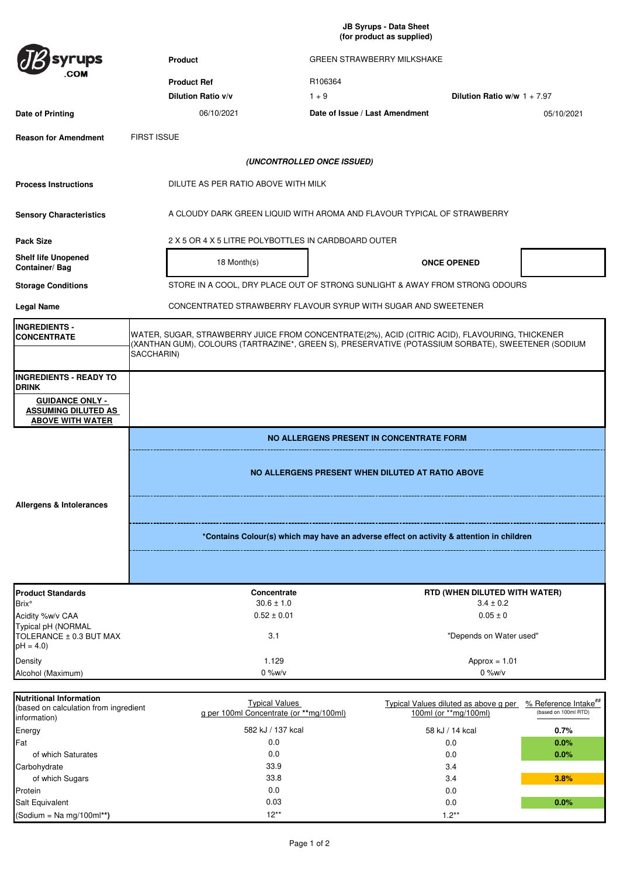# JB Syrups - Data Sheet
**(for product as supplied)**

JBsyrups.COM

| | | | |
|---|---|---|---|
| **Product** | GREEN STRAWBERRY MILKSHAKE | | |
| **Product Ref** | R106364 | | |
| **Dilution Ratio v/v** | 1 + 9 | **Dilution Ratio w/w** | 1 + 7.97 |
| **Date of Printing** | 06/10/2021 | **Date of Issue / Last Amendment** | 05/10/2021 |

**Reason for Amendment** FIRST ISSUE

***(UNCONTROLLED ONCE ISSUED)***

| | |
|---|---|
| **Process Instructions** | DILUTE AS PER RATIO ABOVE WITH MILK |
| **Sensory Characteristics** | A CLOUDY DARK GREEN LIQUID WITH AROMA AND FLAVOUR TYPICAL OF STRAWBERRY |
| **Pack Size** | 2 X 5 OR 4 X 5 LITRE POLYBOTTLES IN CARDBOARD OUTER |
| **Shelf life Unopened Container/ Bag** | 18 Month(s) — **ONCE OPENED** |
| **Storage Conditions** | STORE IN A COOL, DRY PLACE OUT OF STRONG SUNLIGHT & AWAY FROM STRONG ODOURS |
| **Legal Name** | CONCENTRATED STRAWBERRY FLAVOUR SYRUP WITH SUGAR AND SWEETENER |

| | |
|---|---|
| **INGREDIENTS - CONCENTRATE** | WATER, SUGAR, STRAWBERRY JUICE FROM CONCENTRATE(2%), ACID (CITRIC ACID), FLAVOURING, THICKENER (XANTHAN GUM), COLOURS (TARTRAZINE*, GREEN S), PRESERVATIVE (POTASSIUM SORBATE), SWEETENER (SODIUM SACCHARIN) |
| **INGREDIENTS - READY TO DRINK** <br> **GUIDANCE ONLY - ASSUMING DILUTED AS ABOVE WITH WATER** | |
| **Allergens & Intolerances** | **NO ALLERGENS PRESENT IN CONCENTRATE FORM** <br> **NO ALLERGENS PRESENT WHEN DILUTED AT RATIO ABOVE** <br> ***Contains Colour(s) which may have an adverse effect on activity & attention in children** |

| **Product Standards** | **Concentrate** | **RTD (WHEN DILUTED WITH WATER)** |
|---|---|---|
| Brix° | 30.6 ± 1.0 | 3.4 ± 0.2 |
| Acidity %w/v CAA | 0.52 ± 0.01 | 0.05 ± 0 |
| Typical pH (NORMAL TOLERANCE ± 0.3 BUT MAX pH = 4.0) | 3.1 | "Depends on Water used" |
| Density | 1.129 | Approx = 1.01 |
| Alcohol (Maximum) | 0 %w/v | 0 %w/v |

| **Nutritional Information** (based on calculation from ingredient information) | Typical Values g per 100ml Concentrate (or **mg/100ml) | Typical Values diluted as above g per 100ml (or **mg/100ml) | % Reference Intake## (based on 100ml RTD) |
|---|---|---|---|
| Energy | 582 kJ / 137 kcal | 58 kJ / 14 kcal | 0.7% |
| Fat | 0.0 | 0.0 | 0.0% |
| of which Saturates | 0.0 | 0.0 | 0.0% |
| Carbohydrate | 33.9 | 3.4 | |
| of which Sugars | 33.8 | 3.4 | 3.8% |
| Protein | 0.0 | 0.0 | |
| Salt Equivalent | 0.03 | 0.0 | 0.0% |
| (Sodium = Na mg/100ml**) | 12** | 1.2** | |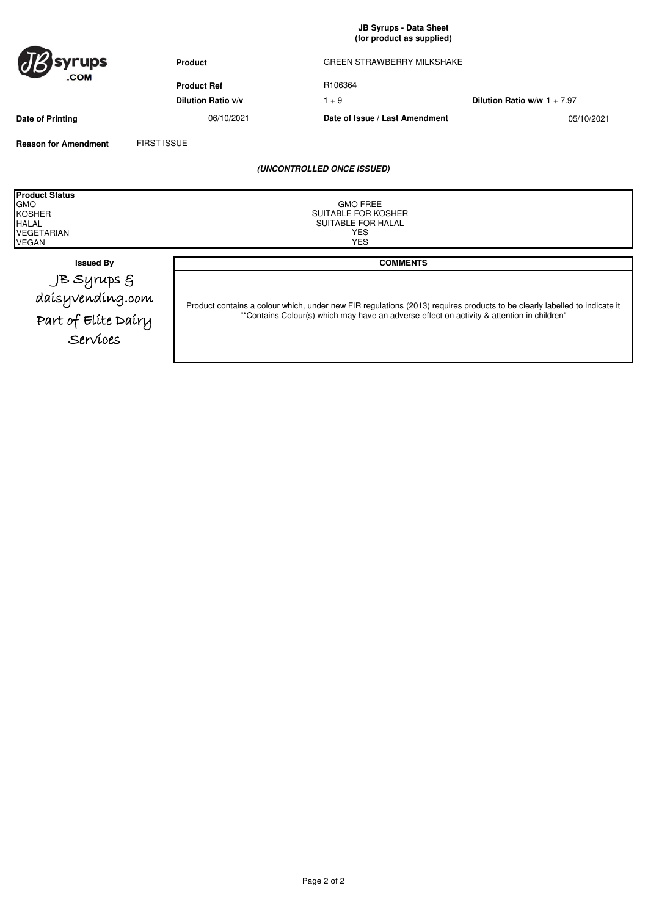**JB Syrups - Data Sheet**
**(for product as supplied)**

| | | | |
|---|---|---|---|
| **Product** | GREEN STRAWBERRY MILKSHAKE | | |
| **Product Ref** | R106364 | | |
| **Dilution Ratio v/v** | 1 + 9 | **Dilution Ratio w/w** | 1 + 7.97 |
| **Date of Printing** | 06/10/2021 | **Date of Issue / Last Amendment** | 05/10/2021 |
| **Reason for Amendment** | FIRST ISSUE | | |

***(UNCONTROLLED ONCE ISSUED)***

| **Product Status** | |
|---|---|
| GMO | GMO FREE |
| KOSHER | SUITABLE FOR KOSHER |
| HALAL | SUITABLE FOR HALAL |
| VEGETARIAN | YES |
| VEGAN | YES |

| **Issued By** | **COMMENTS** |
|---|---|
| JB Syrups & daisyvending.com Part of Elite Dairy Services | Product contains a colour which, under new FIR regulations (2013) requires products to be clearly labelled to indicate it ""Contains Colour(s) which may have an adverse effect on activity & attention in children" |